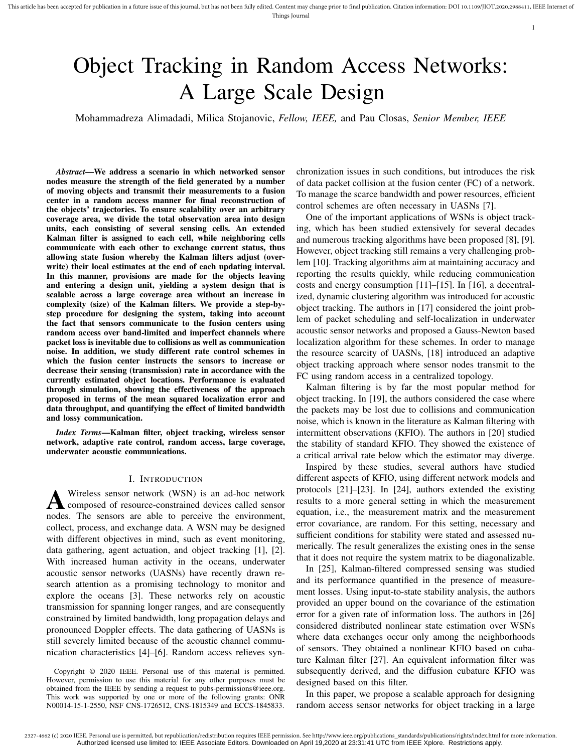# Object Tracking in Random Access Networks: A Large Scale Design

Mohammadreza Alimadadi, Milica Stojanovic, *Fellow, IEEE,* and Pau Closas, *Senior Member, IEEE*

***Abstract*—We address a scenario in which networked sensor nodes measure the strength of the field generated by a number of moving objects and transmit their measurements to a fusion center in a random access manner for final reconstruction of the objects' trajectories. To ensure scalability over an arbitrary coverage area, we divide the total observation area into design units, each consisting of several sensing cells. An extended Kalman filter is assigned to each cell, while neighboring cells communicate with each other to exchange current status, thus allowing state fusion whereby the Kalman filters adjust (overwrite) their local estimates at the end of each updating interval. In this manner, provisions are made for the objects leaving and entering a design unit, yielding a system design that is scalable across a large coverage area without an increase in complexity (size) of the Kalman filters. We provide a step-by-step procedure for designing the system, taking into account the fact that sensors communicate to the fusion centers using random access over band-limited and imperfect channels where packet loss is inevitable due to collisions as well as communication noise. In addition, we study different rate control schemes in which the fusion center instructs the sensors to increase or decrease their sensing (transmission) rate in accordance with the currently estimated object locations. Performance is evaluated through simulation, showing the effectiveness of the approach proposed in terms of the mean squared localization error and data throughput, and quantifying the effect of limited bandwidth and lossy communication.**

***Index Terms*—Kalman filter, object tracking, wireless sensor network, adaptive rate control, random access, large coverage, underwater acoustic communications.**

## I. Introduction

A Wireless sensor network (WSN) is an ad-hoc network composed of resource-constrained devices called sensor nodes. The sensors are able to perceive the environment, collect, process, and exchange data. A WSN may be designed with different objectives in mind, such as event monitoring, data gathering, agent actuation, and object tracking [1], [2]. With increased human activity in the oceans, underwater acoustic sensor networks (UASNs) have recently drawn research attention as a promising technology to monitor and explore the oceans [3]. These networks rely on acoustic transmission for spanning longer ranges, and are consequently constrained by limited bandwidth, long propagation delays and pronounced Doppler effects. The data gathering of UASNs is still severely limited because of the acoustic channel communication characteristics [4]–[6]. Random access relieves synchronization issues in such conditions, but introduces the risk of data packet collision at the fusion center (FC) of a network. To manage the scarce bandwidth and power resources, efficient control schemes are often necessary in UASNs [7].

One of the important applications of WSNs is object tracking, which has been studied extensively for several decades and numerous tracking algorithms have been proposed [8], [9]. However, object tracking still remains a very challenging problem [10]. Tracking algorithms aim at maintaining accuracy and reporting the results quickly, while reducing communication costs and energy consumption [11]–[15]. In [16], a decentralized, dynamic clustering algorithm was introduced for acoustic object tracking. The authors in [17] considered the joint problem of packet scheduling and self-localization in underwater acoustic sensor networks and proposed a Gauss-Newton based localization algorithm for these schemes. In order to manage the resource scarcity of UASNs, [18] introduced an adaptive object tracking approach where sensor nodes transmit to the FC using random access in a centralized topology.

Kalman filtering is by far the most popular method for object tracking. In [19], the authors considered the case where the packets may be lost due to collisions and communication noise, which is known in the literature as Kalman filtering with intermittent observations (KFIO). The authors in [20] studied the stability of standard KFIO. They showed the existence of a critical arrival rate below which the estimator may diverge.

Inspired by these studies, several authors have studied different aspects of KFIO, using different network models and protocols [21]–[23]. In [24], authors extended the existing results to a more general setting in which the measurement equation, i.e., the measurement matrix and the measurement error covariance, are random. For this setting, necessary and sufficient conditions for stability were stated and assessed numerically. The result generalizes the existing ones in the sense that it does not require the system matrix to be diagonalizable.

In [25], Kalman-filtered compressed sensing was studied and its performance quantified in the presence of measurement losses. Using input-to-state stability analysis, the authors provided an upper bound on the covariance of the estimation error for a given rate of information loss. The authors in [26] considered distributed nonlinear state estimation over WSNs where data exchanges occur only among the neighborhoods of sensors. They obtained a nonlinear KFIO based on cubature Kalman filter [27]. An equivalent information filter was subsequently derived, and the diffusion cubature KFIO was designed based on this filter.

In this paper, we propose a scalable approach for designing random access sensor networks for object tracking in a large

Copyright © 2020 IEEE. Personal use of this material is permitted. However, permission to use this material for any other purposes must be obtained from the IEEE by sending a request to pubs-permissions@ieee.org. This work was supported by one or more of the following grants: ONR N00014-15-1-2550, NSF CNS-1726512, CNS-1815349 and ECCS-1845833.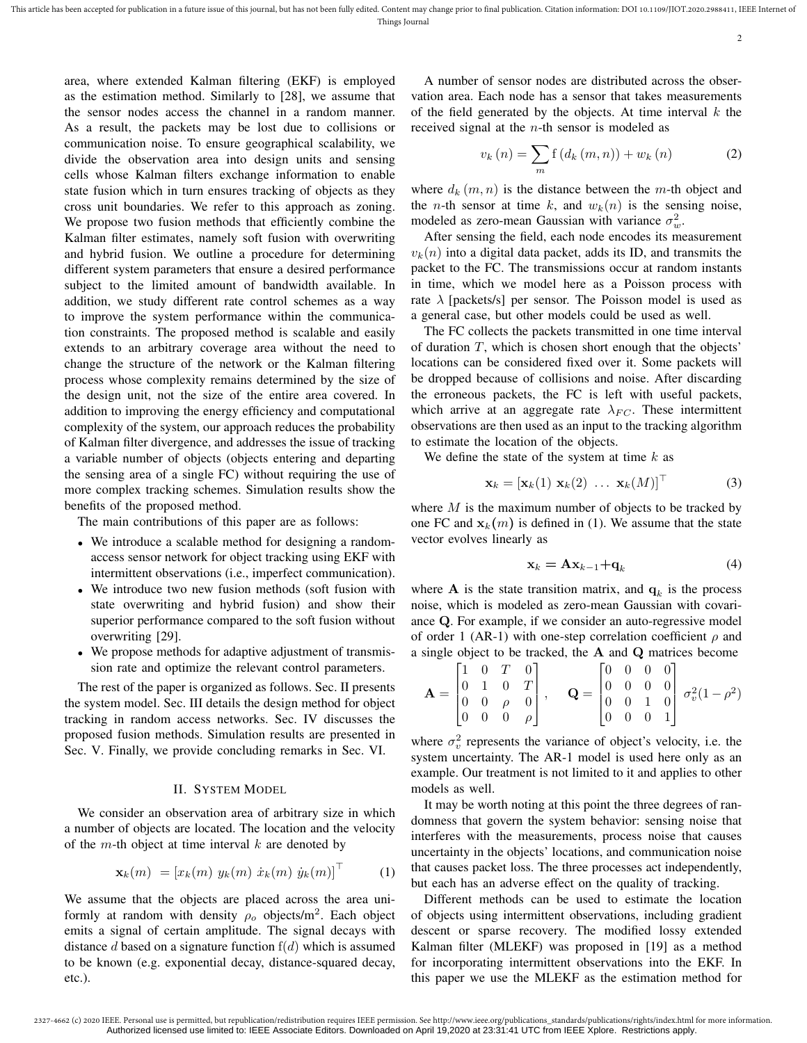area, where extended Kalman filtering (EKF) is employed as the estimation method. Similarly to [28], we assume that the sensor nodes access the channel in a random manner. As a result, the packets may be lost due to collisions or communication noise. To ensure geographical scalability, we divide the observation area into design units and sensing cells whose Kalman filters exchange information to enable state fusion which in turn ensures tracking of objects as they cross unit boundaries. We refer to this approach as zoning. We propose two fusion methods that efficiently combine the Kalman filter estimates, namely soft fusion with overwriting and hybrid fusion. We outline a procedure for determining different system parameters that ensure a desired performance subject to the limited amount of bandwidth available. In addition, we study different rate control schemes as a way to improve the system performance within the communication constraints. The proposed method is scalable and easily extends to an arbitrary coverage area without the need to change the structure of the network or the Kalman filtering process whose complexity remains determined by the size of the design unit, not the size of the entire area covered. In addition to improving the energy efficiency and computational complexity of the system, our approach reduces the probability of Kalman filter divergence, and addresses the issue of tracking a variable number of objects (objects entering and departing the sensing area of a single FC) without requiring the use of more complex tracking schemes. Simulation results show the benefits of the proposed method.

The main contributions of this paper are as follows:

- We introduce a scalable method for designing a random-access sensor network for object tracking using EKF with intermittent observations (i.e., imperfect communication).
- We introduce two new fusion methods (soft fusion with state overwriting and hybrid fusion) and show their superior performance compared to the soft fusion without overwriting [29].
- We propose methods for adaptive adjustment of transmission rate and optimize the relevant control parameters.

The rest of the paper is organized as follows. Sec. II presents the system model. Sec. III details the design method for object tracking in random access networks. Sec. IV discusses the proposed fusion methods. Simulation results are presented in Sec. V. Finally, we provide concluding remarks in Sec. VI.

## II. System Model

We consider an observation area of arbitrary size in which a number of objects are located. The location and the velocity of the $m$-th object at time interval $k$ are denoted by

$$\mathbf{x}_k(m) = [x_k(m) \; y_k(m) \; \dot{x}_k(m) \; \dot{y}_k(m)]^\top \tag{1}$$

We assume that the objects are placed across the area uniformly at random with density $\rho_o$ objects/m$^2$. Each object emits a signal of certain amplitude. The signal decays with distance $d$ based on a signature function $\mathrm{f}(d)$ which is assumed to be known (e.g. exponential decay, distance-squared decay, etc.).

A number of sensor nodes are distributed across the observation area. Each node has a sensor that takes measurements of the field generated by the objects. At time interval $k$ the received signal at the $n$-th sensor is modeled as

$$v_k(n) = \sum_m \mathrm{f}\left(d_k(m,n)\right) + w_k(n) \tag{2}$$

where $d_k(m,n)$ is the distance between the $m$-th object and the $n$-th sensor at time $k$, and $w_k(n)$ is the sensing noise, modeled as zero-mean Gaussian with variance $\sigma_w^2$.

After sensing the field, each node encodes its measurement $v_k(n)$ into a digital data packet, adds its ID, and transmits the packet to the FC. The transmissions occur at random instants in time, which we model here as a Poisson process with rate $\lambda$ [packets/s] per sensor. The Poisson model is used as a general case, but other models could be used as well.

The FC collects the packets transmitted in one time interval of duration $T$, which is chosen short enough that the objects' locations can be considered fixed over it. Some packets will be dropped because of collisions and noise. After discarding the erroneous packets, the FC is left with useful packets, which arrive at an aggregate rate $\lambda_{FC}$. These intermittent observations are then used as an input to the tracking algorithm to estimate the location of the objects.

We define the state of the system at time $k$ as

$$\mathbf{x}_k = [\mathbf{x}_k(1) \; \mathbf{x}_k(2) \; \ldots \; \mathbf{x}_k(M)]^\top \tag{3}$$

where $M$ is the maximum number of objects to be tracked by one FC and $\mathbf{x}_k(m)$ is defined in (1). We assume that the state vector evolves linearly as

$$\mathbf{x}_k = \mathbf{A}\mathbf{x}_{k-1} + \mathbf{q}_k \tag{4}$$

where $\mathbf{A}$ is the state transition matrix, and $\mathbf{q}_k$ is the process noise, which is modeled as zero-mean Gaussian with covariance $\mathbf{Q}$. For example, if we consider an auto-regressive model of order 1 (AR-1) with one-step correlation coefficient $\rho$ and a single object to be tracked, the $\mathbf{A}$ and $\mathbf{Q}$ matrices become

$$\mathbf{A} = \begin{bmatrix} 1 & 0 & T & 0 \\ 0 & 1 & 0 & T \\ 0 & 0 & \rho & 0 \\ 0 & 0 & 0 & \rho \end{bmatrix}, \quad \mathbf{Q} = \begin{bmatrix} 0 & 0 & 0 & 0 \\ 0 & 0 & 0 & 0 \\ 0 & 0 & 1 & 0 \\ 0 & 0 & 0 & 1 \end{bmatrix} \sigma_v^2(1-\rho^2)$$

where $\sigma_v^2$ represents the variance of object's velocity, i.e. the system uncertainty. The AR-1 model is used here only as an example. Our treatment is not limited to it and applies to other models as well.

It may be worth noting at this point the three degrees of randomness that govern the system behavior: sensing noise that interferes with the measurements, process noise that causes uncertainty in the objects' locations, and communication noise that causes packet loss. The three processes act independently, but each has an adverse effect on the quality of tracking.

Different methods can be used to estimate the location of objects using intermittent observations, including gradient descent or sparse recovery. The modified lossy extended Kalman filter (MLEKF) was proposed in [19] as a method for incorporating intermittent observations into the EKF. In this paper we use the MLEKF as the estimation method for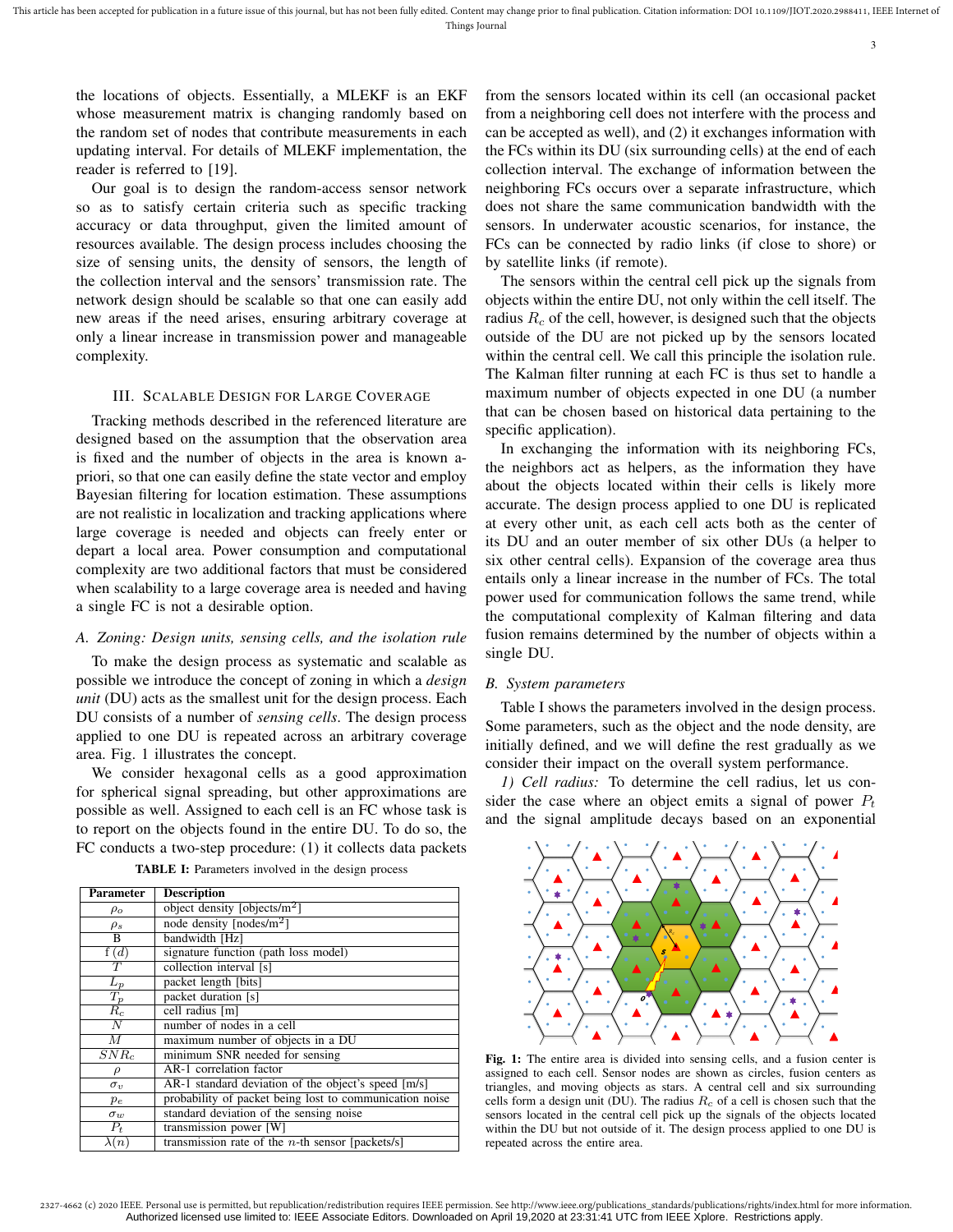the locations of objects. Essentially, a MLEKF is an EKF whose measurement matrix is changing randomly based on the random set of nodes that contribute measurements in each updating interval. For details of MLEKF implementation, the reader is referred to [19].

Our goal is to design the random-access sensor network so as to satisfy certain criteria such as specific tracking accuracy or data throughput, given the limited amount of resources available. The design process includes choosing the size of sensing units, the density of sensors, the length of the collection interval and the sensors' transmission rate. The network design should be scalable so that one can easily add new areas if the need arises, ensuring arbitrary coverage at only a linear increase in transmission power and manageable complexity.

## III. Scalable Design for Large Coverage

Tracking methods described in the referenced literature are designed based on the assumption that the observation area is fixed and the number of objects in the area is known a-priori, so that one can easily define the state vector and employ Bayesian filtering for location estimation. These assumptions are not realistic in localization and tracking applications where large coverage is needed and objects can freely enter or depart a local area. Power consumption and computational complexity are two additional factors that must be considered when scalability to a large coverage area is needed and having a single FC is not a desirable option.

### A. Zoning: Design units, sensing cells, and the isolation rule

To make the design process as systematic and scalable as possible we introduce the concept of zoning in which a *design unit* (DU) acts as the smallest unit for the design process. Each DU consists of a number of *sensing cells*. The design process applied to one DU is repeated across an arbitrary coverage area. Fig. 1 illustrates the concept.

We consider hexagonal cells as a good approximation for spherical signal spreading, but other approximations are possible as well. Assigned to each cell is an FC whose task is to report on the objects found in the entire DU. To do so, the FC conducts a two-step procedure: (1) it collects data packets from the sensors located within its cell (an occasional packet from a neighboring cell does not interfere with the process and can be accepted as well), and (2) it exchanges information with the FCs within its DU (six surrounding cells) at the end of each collection interval. The exchange of information between the neighboring FCs occurs over a separate infrastructure, which does not share the same communication bandwidth with the sensors. In underwater acoustic scenarios, for instance, the FCs can be connected by radio links (if close to shore) or by satellite links (if remote).

**TABLE I:** Parameters involved in the design process

| Parameter | Description |
|---|---|
| $\rho_o$ | object density [objects/m$^2$] |
| $\rho_s$ | node density [nodes/m$^2$] |
| B | bandwidth [Hz] |
| f $(d)$ | signature function (path loss model) |
| $T$ | collection interval [s] |
| $L_p$ | packet length [bits] |
| $T_p$ | packet duration [s] |
| $R_c$ | cell radius [m] |
| $N$ | number of nodes in a cell |
| $M$ | maximum number of objects in a DU |
| $SNR_c$ | minimum SNR needed for sensing |
| $\rho$ | AR-1 correlation factor |
| $\sigma_v$ | AR-1 standard deviation of the object's speed [m/s] |
| $p_e$ | probability of packet being lost to communication noise |
| $\sigma_w$ | standard deviation of the sensing noise |
| $P_t$ | transmission power [W] |
| $\lambda(n)$ | transmission rate of the $n$-th sensor [packets/s] |

The sensors within the central cell pick up the signals from objects within the entire DU, not only within the cell itself. The radius $R_c$ of the cell, however, is designed such that the objects outside of the DU are not picked up by the sensors located within the central cell. We call this principle the isolation rule. The Kalman filter running at each FC is thus set to handle a maximum number of objects expected in one DU (a number that can be chosen based on historical data pertaining to the specific application).

In exchanging the information with its neighboring FCs, the neighbors act as helpers, as the information they have about the objects located within their cells is likely more accurate. The design process applied to one DU is replicated at every other unit, as each cell acts both as the center of its DU and an outer member of six other DUs (a helper to six other central cells). Expansion of the coverage area thus entails only a linear increase in the number of FCs. The total power used for communication follows the same trend, while the computational complexity of Kalman filtering and data fusion remains determined by the number of objects within a single DU.

### B. System parameters

Table I shows the parameters involved in the design process. Some parameters, such as the object and the node density, are initially defined, and we will define the rest gradually as we consider their impact on the overall system performance.

*1) Cell radius:* To determine the cell radius, let us consider the case where an object emits a signal of power $P_t$ and the signal amplitude decays based on an exponential

**Fig. 1:** The entire area is divided into sensing cells, and a fusion center is assigned to each cell. Sensor nodes are shown as circles, fusion centers as triangles, and moving objects as stars. A central cell and six surrounding cells form a design unit (DU). The radius $R_c$ of a cell is chosen such that the sensors located in the central cell pick up the signals of the objects located within the DU but not outside of it. The design process applied to one DU is repeated across the entire area.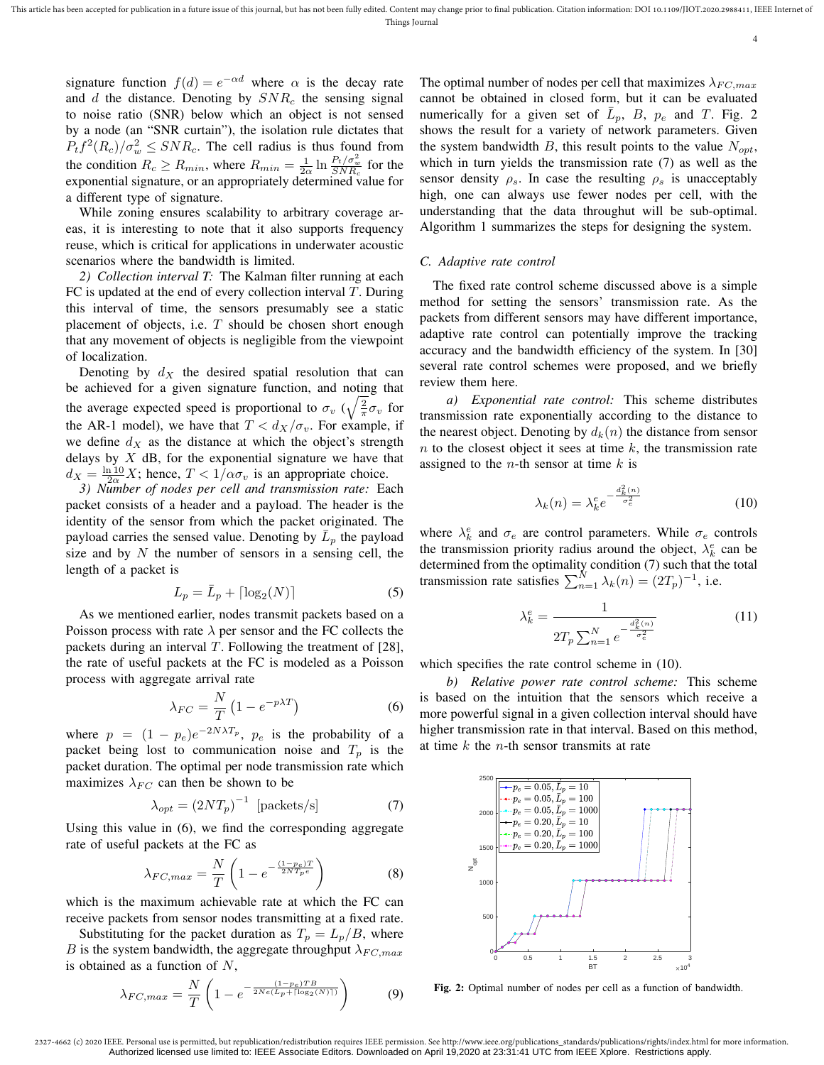signature function $f(d) = e^{-\alpha d}$ where $\alpha$ is the decay rate and $d$ the distance. Denoting by $SNR_c$ the sensing signal to noise ratio (SNR) below which an object is not sensed by a node (an "SNR curtain"), the isolation rule dictates that $P_t f^2(R_c)/\sigma_w^2 \leq SNR_c$. The cell radius is thus found from the condition $R_c \geq R_{min}$, where $R_{min} = \frac{1}{2\alpha} \ln \frac{P_t/\sigma_w^2}{SNR_c}$ for the exponential signature, or an appropriately determined value for a different type of signature.

While zoning ensures scalability to arbitrary coverage areas, it is interesting to note that it also supports frequency reuse, which is critical for applications in underwater acoustic scenarios where the bandwidth is limited.

*2) Collection interval T:* The Kalman filter running at each FC is updated at the end of every collection interval $T$. During this interval of time, the sensors presumably see a static placement of objects, i.e. $T$ should be chosen short enough that any movement of objects is negligible from the viewpoint of localization.

Denoting by $d_X$ the desired spatial resolution that can be achieved for a given signature function, and noting that the average expected speed is proportional to $\sigma_v$ ($\sqrt{\frac{2}{\pi}}\sigma_v$ for the AR-1 model), we have that $T < d_X/\sigma_v$. For example, if we define $d_X$ as the distance at which the object's strength delays by $X$ dB, for the exponential signature we have that $d_X = \frac{\ln 10}{2\alpha} X$; hence, $T < 1/\alpha\sigma_v$ is an appropriate choice.

*3) Number of nodes per cell and transmission rate:* Each packet consists of a header and a payload. The header is the identity of the sensor from which the packet originated. The payload carries the sensed value. Denoting by $\bar{L}_p$ the payload size and by $N$ the number of sensors in a sensing cell, the length of a packet is

$$L_p = \bar{L}_p + \lceil \log_2(N) \rceil \tag{5}$$

As we mentioned earlier, nodes transmit packets based on a Poisson process with rate $\lambda$ per sensor and the FC collects the packets during an interval $T$. Following the treatment of [28], the rate of useful packets at the FC is modeled as a Poisson process with aggregate arrival rate

$$\lambda_{FC} = \frac{N}{T}\left(1 - e^{-p\lambda T}\right) \tag{6}$$

where $p = (1 - p_e)e^{-2N\lambda T_p}$, $p_e$ is the probability of a packet being lost to communication noise and $T_p$ is the packet duration. The optimal per node transmission rate which maximizes $\lambda_{FC}$ can then be shown to be

$$\lambda_{opt} = (2NT_p)^{-1} \text{ [packets/s]} \tag{7}$$

Using this value in (6), we find the corresponding aggregate rate of useful packets at the FC as

$$\lambda_{FC,max} = \frac{N}{T}\left(1 - e^{-\frac{(1-p_e)T}{2NT_p e}}\right) \tag{8}$$

which is the maximum achievable rate at which the FC can receive packets from sensor nodes transmitting at a fixed rate.

Substituting for the packet duration as $T_p = L_p/B$, where $B$ is the system bandwidth, the aggregate throughput $\lambda_{FC,max}$ is obtained as a function of $N$,

$$\lambda_{FC,max} = \frac{N}{T}\left(1 - e^{-\frac{(1-p_e)TB}{2Ne(\bar{L}_p + \lceil \log_2(N) \rceil)}}\right) \tag{9}$$

The optimal number of nodes per cell that maximizes $\lambda_{FC,max}$ cannot be obtained in closed form, but it can be evaluated numerically for a given set of $\bar{L}_p$, $B$, $p_e$ and $T$. Fig. 2 shows the result for a variety of network parameters. Given the system bandwidth $B$, this result points to the value $N_{opt}$, which in turn yields the transmission rate (7) as well as the sensor density $\rho_s$. In case the resulting $\rho_s$ is unacceptably high, one can always use fewer nodes per cell, with the understanding that the data throughut will be sub-optimal. Algorithm 1 summarizes the steps for designing the system.

### C. Adaptive rate control

The fixed rate control scheme discussed above is a simple method for setting the sensors' transmission rate. As the packets from different sensors may have different importance, adaptive rate control can potentially improve the tracking accuracy and the bandwidth efficiency of the system. In [30] several rate control schemes were proposed, and we briefly review them here.

*a) Exponential rate control:* This scheme distributes transmission rate exponentially according to the distance to the nearest object. Denoting by $d_k(n)$ the distance from sensor $n$ to the closest object it sees at time $k$, the transmission rate assigned to the $n$-th sensor at time $k$ is

$$\lambda_k(n) = \lambda_k^e e^{-\frac{d_k^2(n)}{\sigma_e^2}} \tag{10}$$

where $\lambda_k^e$ and $\sigma_e$ are control parameters. While $\sigma_e$ controls the transmission priority radius around the object, $\lambda_k^e$ can be determined from the optimality condition (7) such that the total transmission rate satisfies $\sum_{n=1}^{N} \lambda_k(n) = (2T_p)^{-1}$, i.e.

$$\lambda_k^e = \frac{1}{2T_p \sum_{n=1}^{N} e^{-\frac{d_k^2(n)}{\sigma_e^2}}} \tag{11}$$

which specifies the rate control scheme in (10).

*b) Relative power rate control scheme:* This scheme is based on the intuition that the sensors which receive a more powerful signal in a given collection interval should have higher transmission rate in that interval. Based on this method, at time $k$ the $n$-th sensor transmits at rate

**Fig. 2:** Optimal number of nodes per cell as a function of bandwidth.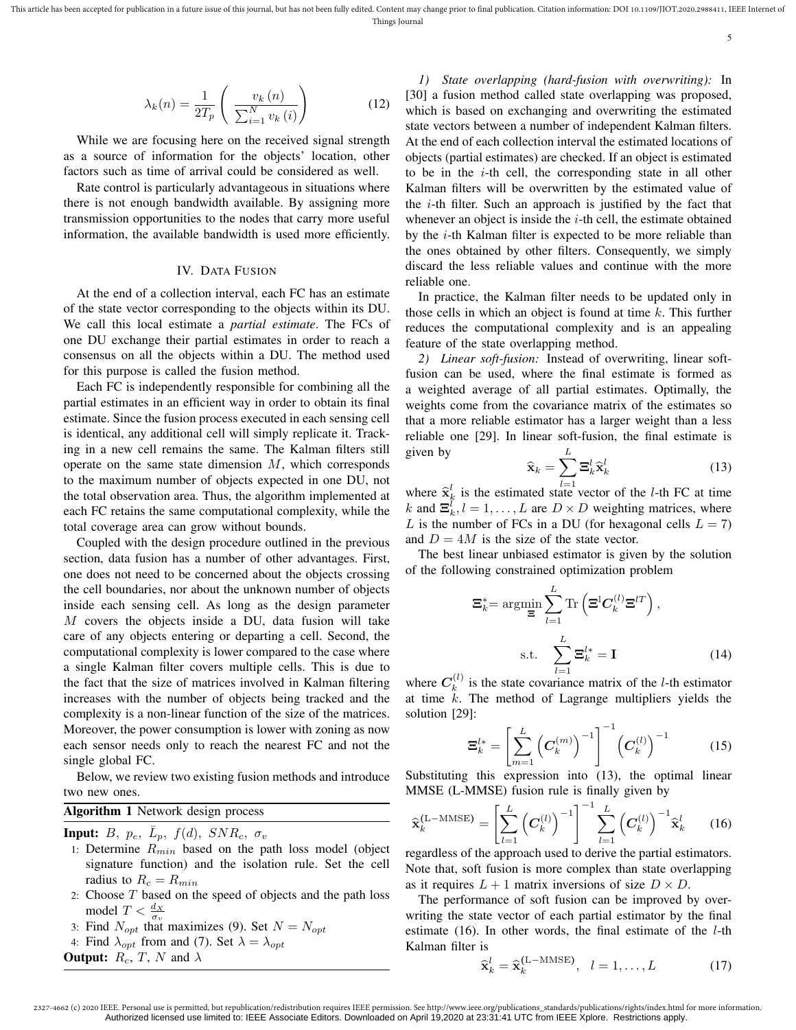$$\lambda_k(n) = \frac{1}{2T_p}\left(\frac{v_k(n)}{\sum_{i=1}^{N} v_k(i)}\right) \tag{12}$$

While we are focusing here on the received signal strength as a source of information for the objects' location, other factors such as time of arrival could be considered as well.

Rate control is particularly advantageous in situations where there is not enough bandwidth available. By assigning more transmission opportunities to the nodes that carry more useful information, the available bandwidth is used more efficiently.

## IV. Data Fusion

At the end of a collection interval, each FC has an estimate of the state vector corresponding to the objects within its DU. We call this local estimate a *partial estimate*. The FCs of one DU exchange their partial estimates in order to reach a consensus on all the objects within a DU. The method used for this purpose is called the fusion method.

Each FC is independently responsible for combining all the partial estimates in an efficient way in order to obtain its final estimate. Since the fusion process executed in each sensing cell is identical, any additional cell will simply replicate it. Tracking in a new cell remains the same. The Kalman filters still operate on the same state dimension $M$, which corresponds to the maximum number of objects expected in one DU, not the total observation area. Thus, the algorithm implemented at each FC retains the same computational complexity, while the total coverage area can grow without bounds.

Coupled with the design procedure outlined in the previous section, data fusion has a number of other advantages. First, one does not need to be concerned about the objects crossing the cell boundaries, nor about the unknown number of objects inside each sensing cell. As long as the design parameter $M$ covers the objects inside a DU, data fusion will take care of any objects entering or departing a cell. Second, the computational complexity is lower compared to the case where a single Kalman filter covers multiple cells. This is due to the fact that the size of matrices involved in Kalman filtering increases with the number of objects being tracked and the complexity is a non-linear function of the size of the matrices. Moreover, the power consumption is lower with zoning as now each sensor needs only to reach the nearest FC and not the single global FC.

Below, we review two existing fusion methods and introduce two new ones.

**Algorithm 1** Network design process

**Input:** $B,\ p_e,\ \bar{L}_p,\ f(d),\ SNR_c,\ \sigma_v$

1: Determine $R_{min}$ based on the path loss model (object signature function) and the isolation rule. Set the cell radius to $R_c = R_{min}$
2: Choose $T$ based on the speed of objects and the path loss model $T < \frac{d_X}{\sigma_v}$
3: Find $N_{opt}$ that maximizes (9). Set $N = N_{opt}$
4: Find $\lambda_{opt}$ from and (7). Set $\lambda = \lambda_{opt}$

**Output:** $R_c$, $T$, $N$ and $\lambda$

*1) State overlapping (hard-fusion with overwriting):* In [30] a fusion method called state overlapping was proposed, which is based on exchanging and overwriting the estimated state vectors between a number of independent Kalman filters. At the end of each collection interval the estimated locations of objects (partial estimates) are checked. If an object is estimated to be in the $i$-th cell, the corresponding state in all other Kalman filters will be overwritten by the estimated value of the $i$-th filter. Such an approach is justified by the fact that whenever an object is inside the $i$-th cell, the estimate obtained by the $i$-th Kalman filter is expected to be more reliable than the ones obtained by other filters. Consequently, we simply discard the less reliable values and continue with the more reliable one.

In practice, the Kalman filter needs to be updated only in those cells in which an object is found at time $k$. This further reduces the computational complexity and is an appealing feature of the state overlapping method.

*2) Linear soft-fusion:* Instead of overwriting, linear soft-fusion can be used, where the final estimate is formed as a weighted average of all partial estimates. Optimally, the weights come from the covariance matrix of the estimates so that a more reliable estimator has a larger weight than a less reliable one [29]. In linear soft-fusion, the final estimate is given by

$$\widehat{\mathbf{x}}_k = \sum_{l=1}^{L} \boldsymbol{\Xi}_k^l \widehat{\mathbf{x}}_k^l \tag{13}$$

where $\widehat{\mathbf{x}}_k^l$ is the estimated state vector of the $l$-th FC at time $k$ and $\boldsymbol{\Xi}_k^l, l = 1, \ldots, L$ are $D \times D$ weighting matrices, where $L$ is the number of FCs in a DU (for hexagonal cells $L = 7$) and $D = 4M$ is the size of the state vector.

The best linear unbiased estimator is given by the solution of the following constrained optimization problem

$$\boldsymbol{\Xi}_k^{*} = \underset{\boldsymbol{\Xi}}{\operatorname{argmin}} \sum_{l=1}^{L} \operatorname{Tr}\left(\boldsymbol{\Xi}^l \boldsymbol{C}_k^{(l)} \boldsymbol{\Xi}^{lT}\right),$$
$$\text{s.t.} \quad \sum_{l=1}^{L} \boldsymbol{\Xi}_k^{l*} = \mathbf{I} \tag{14}$$

where $\boldsymbol{C}_k^{(l)}$ is the state covariance matrix of the $l$-th estimator at time $k$. The method of Lagrange multipliers yields the solution [29]:

$$\boldsymbol{\Xi}_k^{l*} = \left[\sum_{m=1}^{L}\left(\boldsymbol{C}_k^{(m)}\right)^{-1}\right]^{-1}\left(\boldsymbol{C}_k^{(l)}\right)^{-1} \tag{15}$$

Substituting this expression into (13), the optimal linear MMSE (L-MMSE) fusion rule is finally given by

$$\widehat{\mathbf{x}}_k^{(\mathrm{L-MMSE})} = \left[\sum_{l=1}^{L}\left(\boldsymbol{C}_k^{(l)}\right)^{-1}\right]^{-1} \sum_{l=1}^{L}\left(\boldsymbol{C}_k^{(l)}\right)^{-1} \widehat{\mathbf{x}}_k^l \tag{16}$$

regardless of the approach used to derive the partial estimators. Note that, soft fusion is more complex than state overlapping as it requires $L + 1$ matrix inversions of size $D \times D$.

The performance of soft fusion can be improved by overwriting the state vector of each partial estimator by the final estimate (16). In other words, the final estimate of the $l$-th Kalman filter is

$$\widehat{\mathbf{x}}_k^l = \widehat{\mathbf{x}}_k^{(\mathrm{L-MMSE})}, \quad l = 1, \ldots, L \tag{17}$$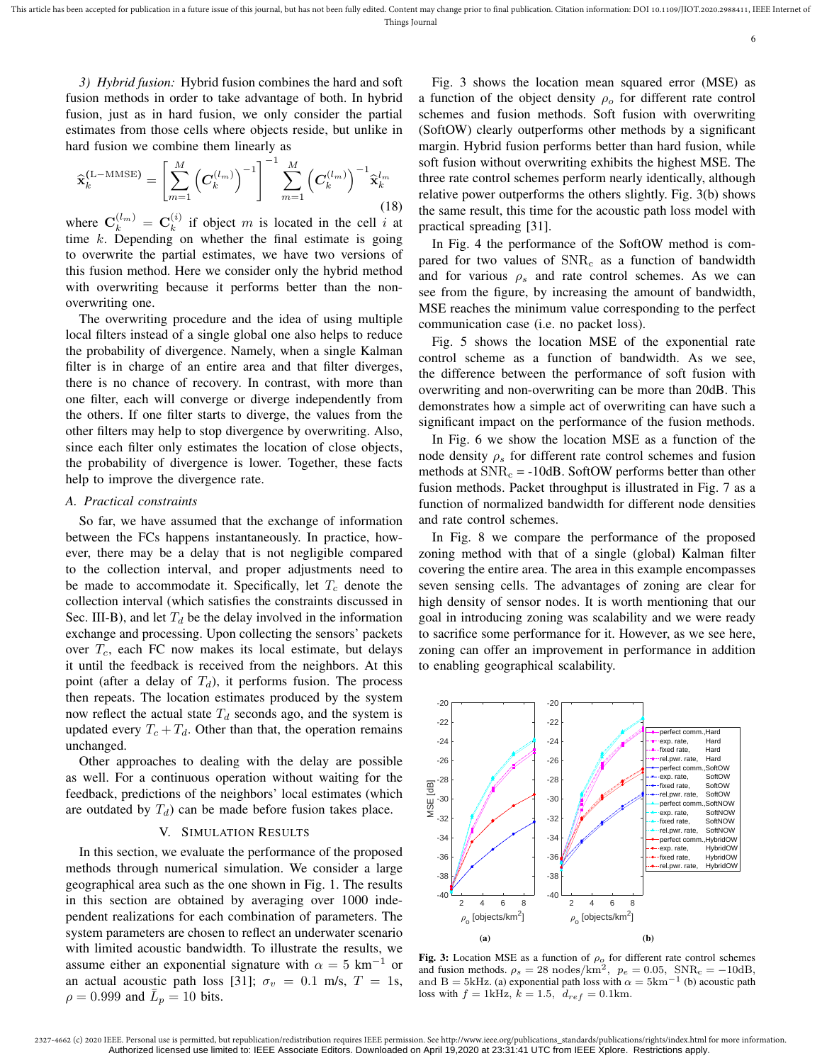*3) Hybrid fusion:* Hybrid fusion combines the hard and soft fusion methods in order to take advantage of both. In hybrid fusion, just as in hard fusion, we only consider the partial estimates from those cells where objects reside, but unlike in hard fusion we combine them linearly as

$$\widehat{\mathbf{x}}_k^{(\mathrm{L-MMSE})} = \left[\sum_{m=1}^{M}\left(\boldsymbol{C}_k^{(l_m)}\right)^{-1}\right]^{-1}\sum_{m=1}^{M}\left(\boldsymbol{C}_k^{(l_m)}\right)^{-1}\widehat{\mathbf{x}}_k^{l_m} \tag{18}$$

where $\mathbf{C}_k^{(l_m)} = \mathbf{C}_k^{(i)}$ if object $m$ is located in the cell $i$ at time $k$. Depending on whether the final estimate is going to overwrite the partial estimates, we have two versions of this fusion method. Here we consider only the hybrid method with overwriting because it performs better than the non-overwriting one.

The overwriting procedure and the idea of using multiple local filters instead of a single global one also helps to reduce the probability of divergence. Namely, when a single Kalman filter is in charge of an entire area and that filter diverges, there is no chance of recovery. In contrast, with more than one filter, each will converge or diverge independently from the others. If one filter starts to diverge, the values from the other filters may help to stop divergence by overwriting. Also, since each filter only estimates the location of close objects, the probability of divergence is lower. Together, these facts help to improve the divergence rate.

### A. Practical constraints

So far, we have assumed that the exchange of information between the FCs happens instantaneously. In practice, however, there may be a delay that is not negligible compared to the collection interval, and proper adjustments need to be made to accommodate it. Specifically, let $T_c$ denote the collection interval (which satisfies the constraints discussed in Sec. III-B), and let $T_d$ be the delay involved in the information exchange and processing. Upon collecting the sensors' packets over $T_c$, each FC now makes its local estimate, but delays it until the feedback is received from the neighbors. At this point (after a delay of $T_d$), it performs fusion. The process then repeats. The location estimates produced by the system now reflect the actual state $T_d$ seconds ago, and the system is updated every $T_c + T_d$. Other than that, the operation remains unchanged.

Other approaches to dealing with the delay are possible as well. For a continuous operation without waiting for the feedback, predictions of the neighbors' local estimates (which are outdated by $T_d$) can be made before fusion takes place.

## V. Simulation Results

In this section, we evaluate the performance of the proposed methods through numerical simulation. We consider a large geographical area such as the one shown in Fig. 1. The results in this section are obtained by averaging over 1000 independent realizations for each combination of parameters. The system parameters are chosen to reflect an underwater scenario with limited acoustic bandwidth. To illustrate the results, we assume either an exponential signature with $\alpha = 5$ km$^{-1}$ or an actual acoustic path loss [31]; $\sigma_v = 0.1$ m/s, $T = 1$s, $\rho = 0.999$ and $\bar{L}_p = 10$ bits.

Fig. 3 shows the location mean squared error (MSE) as a function of the object density $\rho_o$ for different rate control schemes and fusion methods. Soft fusion with overwriting (SoftOW) clearly outperforms other methods by a significant margin. Hybrid fusion performs better than hard fusion, while soft fusion without overwriting exhibits the highest MSE. The three rate control schemes perform nearly identically, although relative power outperforms the others slightly. Fig. 3(b) shows the same result, this time for the acoustic path loss model with practical spreading [31].

In Fig. 4 the performance of the SoftOW method is compared for two values of $\mathrm{SNR_c}$ as a function of bandwidth and for various $\rho_s$ and rate control schemes. As we can see from the figure, by increasing the amount of bandwidth, MSE reaches the minimum value corresponding to the perfect communication case (i.e. no packet loss).

Fig. 5 shows the location MSE of the exponential rate control scheme as a function of bandwidth. As we see, the difference between the performance of soft fusion with overwriting and non-overwriting can be more than 20dB. This demonstrates how a simple act of overwriting can have such a significant impact on the performance of the fusion methods.

In Fig. 6 we show the location MSE as a function of the node density $\rho_s$ for different rate control schemes and fusion methods at $\mathrm{SNR_c}$ = -10dB. SoftOW performs better than other fusion methods. Packet throughput is illustrated in Fig. 7 as a function of normalized bandwidth for different node densities and rate control schemes.

In Fig. 8 we compare the performance of the proposed zoning method with that of a single (global) Kalman filter covering the entire area. The area in this example encompasses seven sensing cells. The advantages of zoning are clear for high density of sensor nodes. It is worth mentioning that our goal in introducing zoning was scalability and we were ready to sacrifice some performance for it. However, as we see here, zoning can offer an improvement in performance in addition to enabling geographical scalability.

**Fig. 3:** Location MSE as a function of $\rho_o$ for different rate control schemes and fusion methods. $\rho_s = 28$ nodes/km$^2$, $p_e = 0.05$, $\mathrm{SNR_c} = -10$dB, and B = 5kHz. (a) exponential path loss with $\alpha = 5$km$^{-1}$ (b) acoustic path loss with $f = 1$kHz, $k = 1.5$, $d_{ref} = 0.1$km.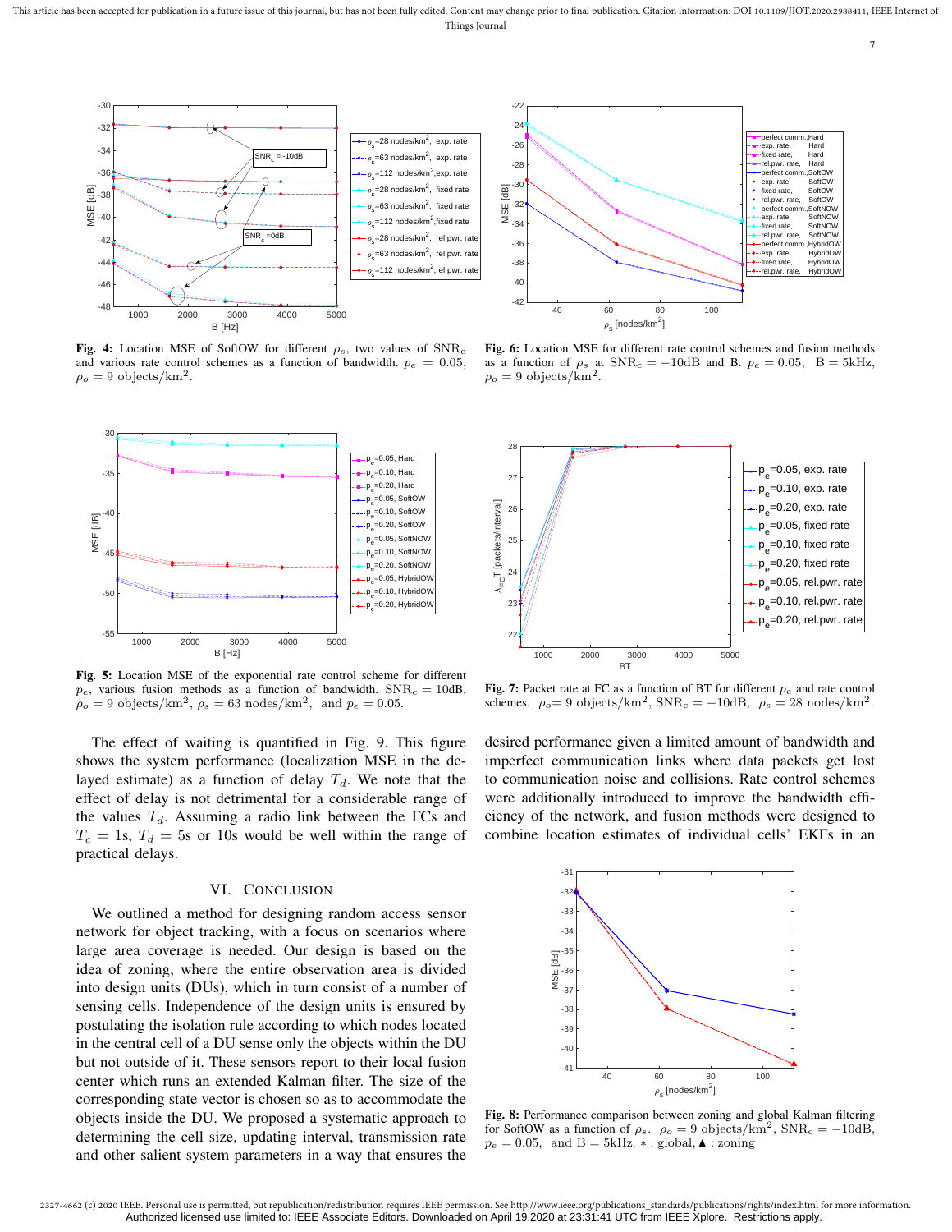**Fig. 4:** Location MSE of SoftOW for different $\rho_s$, two values of $\mathrm{SNR_c}$ and various rate control schemes as a function of bandwidth. $p_e = 0.05$, $\rho_o = 9$ objects/km$^2$.

**Fig. 6:** Location MSE for different rate control schemes and fusion methods as a function of $\rho_s$ at $\mathrm{SNR_c} = -10$dB and B. $p_e = 0.05$, B = 5kHz, $\rho_o = 9$ objects/km$^2$.

**Fig. 5:** Location MSE of the exponential rate control scheme for different $p_e$, various fusion methods as a function of bandwidth. $\mathrm{SNR_c} = 10$dB, $\rho_o = 9$ objects/km$^2$, $\rho_s = 63$ nodes/km$^2$, and $p_e = 0.05$.

**Fig. 7:** Packet rate at FC as a function of BT for different $p_e$ and rate control schemes. $\rho_o$= 9 objects/km$^2$, $\mathrm{SNR_c} = -10$dB, $\rho_s = 28$ nodes/km$^2$.

The effect of waiting is quantified in Fig. 9. This figure shows the system performance (localization MSE in the delayed estimate) as a function of delay $T_d$. We note that the effect of delay is not detrimental for a considerable range of the values $T_d$. Assuming a radio link between the FCs and $T_c = 1$s, $T_d = 5$s or 10s would be well within the range of practical delays.

## VI. Conclusion

We outlined a method for designing random access sensor network for object tracking, with a focus on scenarios where large area coverage is needed. Our design is based on the idea of zoning, where the entire observation area is divided into design units (DUs), which in turn consist of a number of sensing cells. Independence of the design units is ensured by postulating the isolation rule according to which nodes located in the central cell of a DU sense only the objects within the DU but not outside of it. These sensors report to their local fusion center which runs an extended Kalman filter. The size of the corresponding state vector is chosen so as to accommodate the objects inside the DU. We proposed a systematic approach to determining the cell size, updating interval, transmission rate and other salient system parameters in a way that ensures the desired performance given a limited amount of bandwidth and imperfect communication links where data packets get lost to communication noise and collisions. Rate control schemes were additionally introduced to improve the bandwidth efficiency of the network, and fusion methods were designed to combine location estimates of individual cells' EKFs in an

**Fig. 8:** Performance comparison between zoning and global Kalman filtering for SoftOW as a function of $\rho_s$. $\rho_o = 9$ objects/km$^2$, $\mathrm{SNR_c} = -10$dB, $p_e = 0.05$, and B = 5kHz. $*$ : global, ▲ : zoning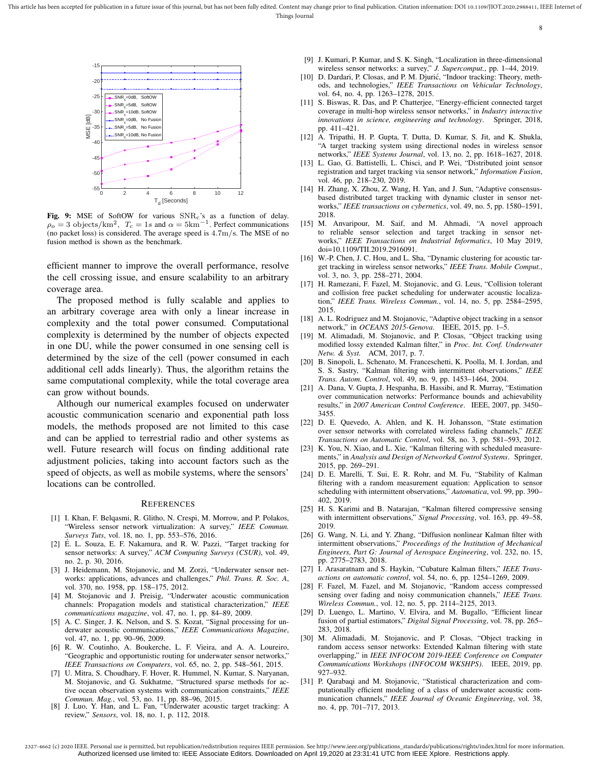-15
-20
-25
-30
-35
-40
-45
-50
-55
MSE [dB]
0 2 4 6 8 10 12
$T_d$ [Seconds]
$SNR_c$=0dB, SoftOW
$SNR_c$=5dB, SoftOW
$SNR_c$=10dB, SoftOW
$SNR_c$=0dB, No Fusion
$SNR_c$=5dB, No Fusion
$SNR_c$=10dB, No Fusion

**Fig. 9:** MSE of SoftOW for various $\text{SNR}_c$'s as a function of delay. $\rho_o = 3$ objects/km$^2$, $T_c = 1s$ and $\alpha = 5\text{km}^{-1}$. Perfect communications (no packet loss) is considered. The average speed is $4.7\text{m/s}$. The MSE of no fusion method is shown as the benchmark.

efficient manner to improve the overall performance, resolve the cell crossing issue, and ensure scalability to an arbitrary coverage area.

The proposed method is fully scalable and applies to an arbitrary coverage area with only a linear increase in complexity and the total power consumed. Computational complexity is determined by the number of objects expected in one DU, while the power consumed in one sensing cell is determined by the size of the cell (power consumed in each additional cell adds linearly). Thus, the algorithm retains the same computational complexity, while the total coverage area can grow without bounds.

Although our numerical examples focused on underwater acoustic communication scenario and exponential path loss models, the methods proposed are not limited to this case and can be applied to terrestrial radio and other systems as well. Future research will focus on finding additional rate adjustment policies, taking into account factors such as the speed of objects, as well as mobile systems, where the sensors' locations can be controlled.

## References

[1] I. Khan, F. Belqasmi, R. Glitho, N. Crespi, M. Morrow, and P. Polakos, "Wireless sensor network virtualization: A survey," *IEEE Commun. Surveys Tuts*, vol. 18, no. 1, pp. 553–576, 2016.

[2] É. L. Souza, E. F. Nakamura, and R. W. Pazzi, "Target tracking for sensor networks: A survey," *ACM Computing Surveys (CSUR)*, vol. 49, no. 2, p. 30, 2016.

[3] J. Heidemann, M. Stojanovic, and M. Zorzi, "Underwater sensor networks: applications, advances and challenges," *Phil. Trans. R. Soc. A*, vol. 370, no. 1958, pp. 158–175, 2012.

[4] M. Stojanovic and J. Preisig, "Underwater acoustic communication channels: Propagation models and statistical characterization," *IEEE communications magazine*, vol. 47, no. 1, pp. 84–89, 2009.

[5] A. C. Singer, J. K. Nelson, and S. S. Kozat, "Signal processing for underwater acoustic communications," *IEEE Communications Magazine*, vol. 47, no. 1, pp. 90–96, 2009.

[6] R. W. Coutinho, A. Boukerche, L. F. Vieira, and A. A. Loureiro, "Geographic and opportunistic routing for underwater sensor networks," *IEEE Transactions on Computers*, vol. 65, no. 2, pp. 548–561, 2015.

[7] U. Mitra, S. Choudhary, F. Hover, R. Hummel, N. Kumar, S. Naryanan, M. Stojanovic, and G. Sukhatme, "Structured sparse methods for active ocean observation systems with communication constraints," *IEEE Commun. Mag.*, vol. 53, no. 11, pp. 88–96, 2015.

[8] J. Luo, Y. Han, and L. Fan, "Underwater acoustic target tracking: A review," *Sensors*, vol. 18, no. 1, p. 112, 2018.

[9] J. Kumari, P. Kumar, and S. K. Singh, "Localization in three-dimensional wireless sensor networks: a survey," *J. Supercomput.*, pp. 1–44, 2019.

[10] D. Dardari, P. Closas, and P. M. Djurić, "Indoor tracking: Theory, methods, and technologies," *IEEE Transactions on Vehicular Technology*, vol. 64, no. 4, pp. 1263–1278, 2015.

[11] S. Biswas, R. Das, and P. Chatterjee, "Energy-efficient connected target coverage in multi-hop wireless sensor networks," in *Industry interactive innovations in science, engineering and technology*. Springer, 2018, pp. 411–421.

[12] A. Tripathi, H. P. Gupta, T. Dutta, D. Kumar, S. Jit, and K. Shukla, "A target tracking system using directional nodes in wireless sensor networks," *IEEE Systems Journal*, vol. 13, no. 2, pp. 1618–1627, 2018.

[13] L. Gao, G. Battistelli, L. Chisci, and P. Wei, "Distributed joint sensor registration and target tracking via sensor network," *Information Fusion*, vol. 46, pp. 218–230, 2019.

[14] H. Zhang, X. Zhou, Z. Wang, H. Yan, and J. Sun, "Adaptive consensus-based distributed target tracking with dynamic cluster in sensor networks," *IEEE transactions on cybernetics*, vol. 49, no. 5, pp. 1580–1591, 2018.

[15] M. Anvaripour, M. Saif, and M. Ahmadi, "A novel approach to reliable sensor selection and target tracking in sensor networks," *IEEE Transactions on Industrial Informatics*, 10 May 2019, doi=10.1109/TII.2019.2916091.

[16] W.-P. Chen, J. C. Hou, and L. Sha, "Dynamic clustering for acoustic target tracking in wireless sensor networks," *IEEE Trans. Mobile Comput.*, vol. 3, no. 3, pp. 258–271, 2004.

[17] H. Ramezani, F. Fazel, M. Stojanovic, and G. Leus, "Collision tolerant and collision free packet scheduling for underwater acoustic localization," *IEEE Trans. Wireless Commun.*, vol. 14, no. 5, pp. 2584–2595, 2015.

[18] A. L. Rodriguez and M. Stojanovic, "Adaptive object tracking in a sensor network," in *OCEANS 2015-Genova*. IEEE, 2015, pp. 1–5.

[19] M. Alimadadi, M. Stojanovic, and P. Closas, "Object tracking using modified lossy extended Kalman filter," in *Proc. Int. Conf. Underwater Netw. & Syst.* ACM, 2017, p. 7.

[20] B. Sinopoli, L. Schenato, M. Franceschetti, K. Poolla, M. I. Jordan, and S. S. Sastry, "Kalman filtering with intermittent observations," *IEEE Trans. Autom. Control*, vol. 49, no. 9, pp. 1453–1464, 2004.

[21] A. Dana, V. Gupta, J. Hespanha, B. Hassibi, and R. Murray, "Estimation over communication networks: Performance bounds and achievability results," in *2007 American Control Conference*. IEEE, 2007, pp. 3450–3455.

[22] D. E. Quevedo, A. Ahlen, and K. H. Johansson, "State estimation over sensor networks with correlated wireless fading channels," *IEEE Transactions on Automatic Control*, vol. 58, no. 3, pp. 581–593, 2012.

[23] K. You, N. Xiao, and L. Xie, "Kalman filtering with scheduled measurements," in *Analysis and Design of Networked Control Systems*. Springer, 2015, pp. 269–291.

[24] D. E. Marelli, T. Sui, E. R. Rohr, and M. Fu, "Stability of Kalman filtering with a random measurement equation: Application to sensor scheduling with intermittent observations," *Automatica*, vol. 99, pp. 390–402, 2019.

[25] H. S. Karimi and B. Natarajan, "Kalman filtered compressive sensing with intermittent observations," *Signal Processing*, vol. 163, pp. 49–58, 2019.

[26] G. Wang, N. Li, and Y. Zhang, "Diffusion nonlinear Kalman filter with intermittent observations," *Proceedings of the Institution of Mechanical Engineers, Part G: Journal of Aerospace Engineering*, vol. 232, no. 15, pp. 2775–2783, 2018.

[27] I. Arasaratnam and S. Haykin, "Cubature Kalman filters," *IEEE Transactions on automatic control*, vol. 54, no. 6, pp. 1254–1269, 2009.

[28] F. Fazel, M. Fazel, and M. Stojanovic, "Random access compressed sensing over fading and noisy communication channels," *IEEE Trans. Wireless Commun.*, vol. 12, no. 5, pp. 2114–2125, 2013.

[29] D. Luengo, L. Martino, V. Elvira, and M. Bugallo, "Efficient linear fusion of partial estimators," *Digital Signal Processing*, vol. 78, pp. 265–283, 2018.

[30] M. Alimadadi, M. Stojanovic, and P. Closas, "Object tracking in random access sensor networks: Extended Kalman filtering with state overlapping," in *IEEE INFOCOM 2019-IEEE Conference on Computer Communications Workshops (INFOCOM WKSHPS)*. IEEE, 2019, pp. 927–932.

[31] P. Qarabaqi and M. Stojanovic, "Statistical characterization and computationally efficient modeling of a class of underwater acoustic communication channels," *IEEE Journal of Oceanic Engineering*, vol. 38, no. 4, pp. 701–717, 2013.